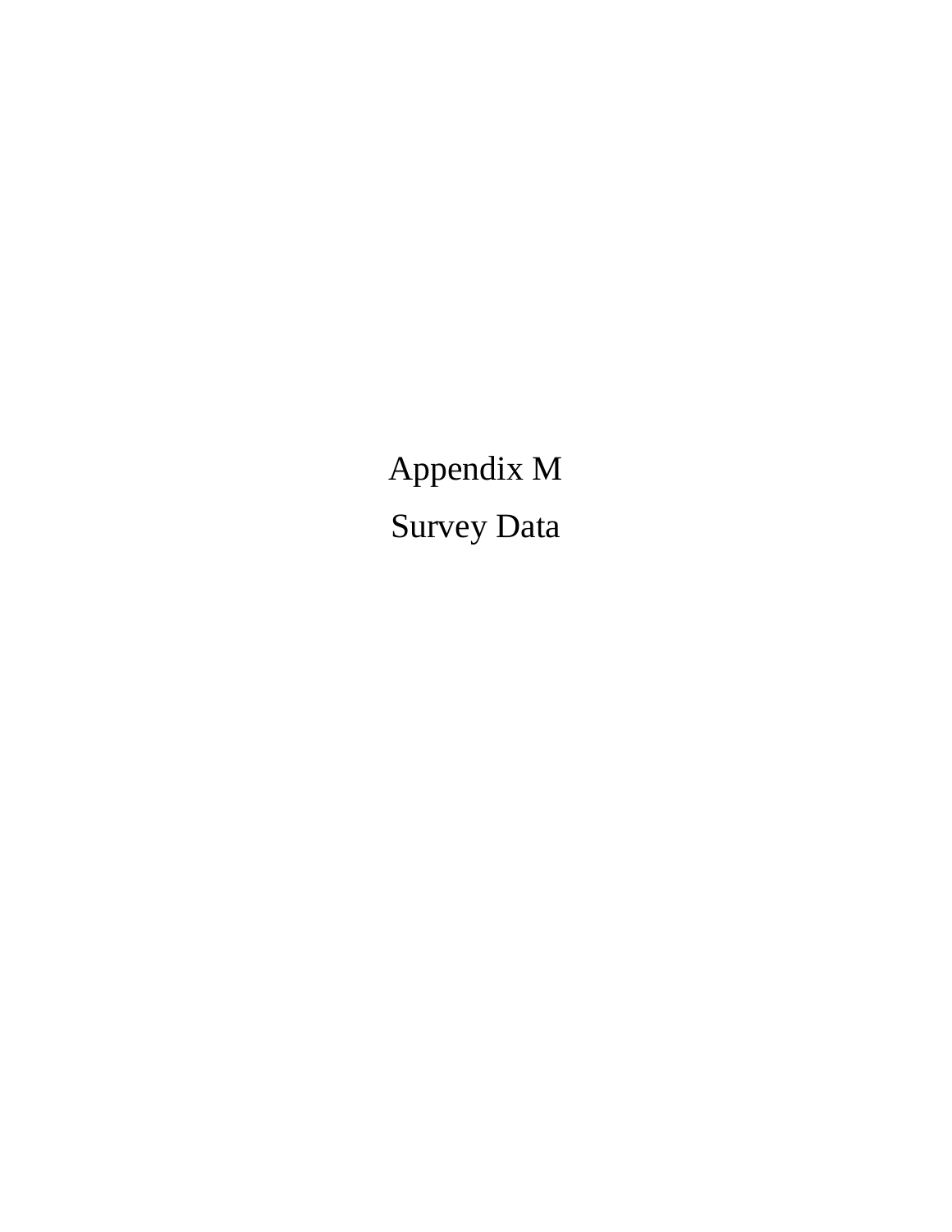# Appendix M

# Survey Data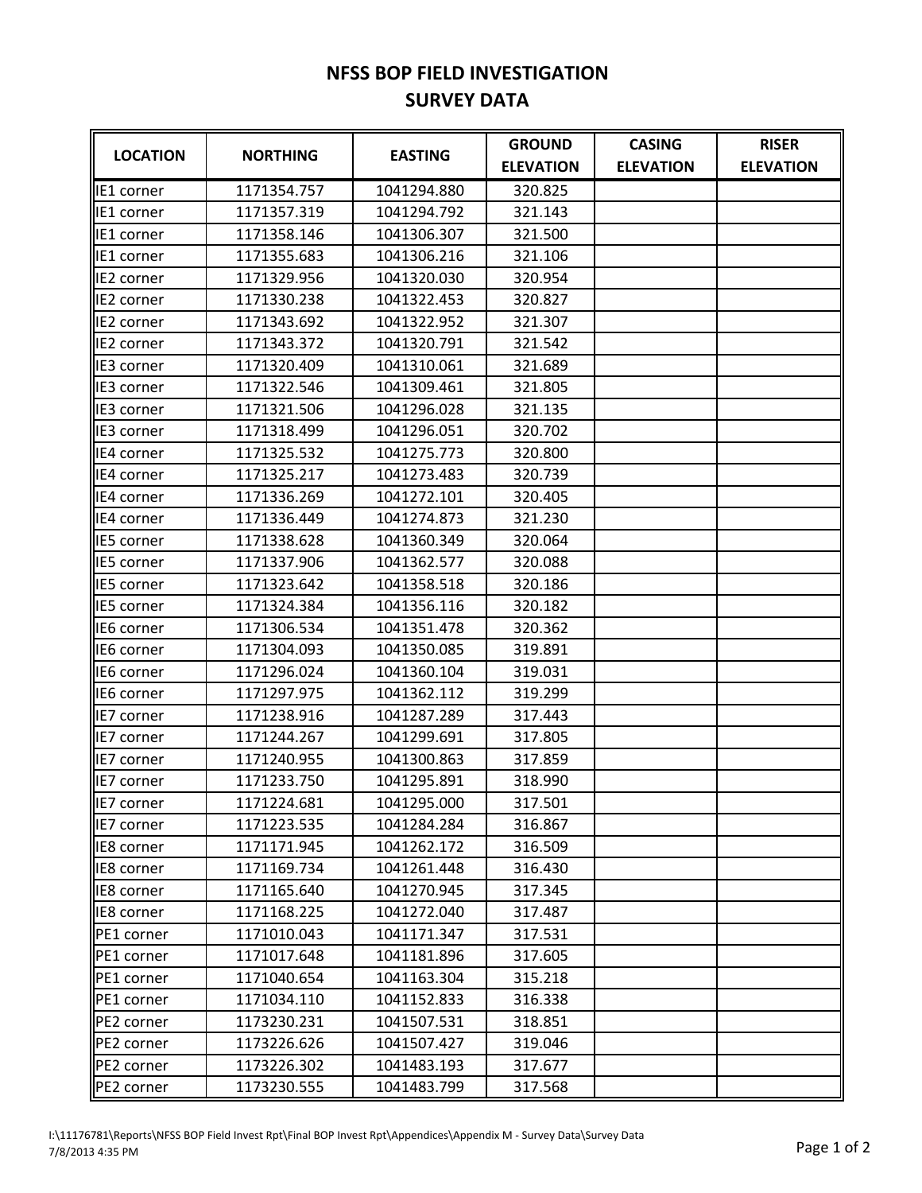# NFSS BOP FIELD INVESTIGATION
# SURVEY DATA

| LOCATION | NORTHING | EASTING | GROUND ELEVATION | CASING ELEVATION | RISER ELEVATION |
|---|---|---|---|---|---|
| IE1 corner | 1171354.757 | 1041294.880 | 320.825 | | |
| IE1 corner | 1171357.319 | 1041294.792 | 321.143 | | |
| IE1 corner | 1171358.146 | 1041306.307 | 321.500 | | |
| IE1 corner | 1171355.683 | 1041306.216 | 321.106 | | |
| IE2 corner | 1171329.956 | 1041320.030 | 320.954 | | |
| IE2 corner | 1171330.238 | 1041322.453 | 320.827 | | |
| IE2 corner | 1171343.692 | 1041322.952 | 321.307 | | |
| IE2 corner | 1171343.372 | 1041320.791 | 321.542 | | |
| IE3 corner | 1171320.409 | 1041310.061 | 321.689 | | |
| IE3 corner | 1171322.546 | 1041309.461 | 321.805 | | |
| IE3 corner | 1171321.506 | 1041296.028 | 321.135 | | |
| IE3 corner | 1171318.499 | 1041296.051 | 320.702 | | |
| IE4 corner | 1171325.532 | 1041275.773 | 320.800 | | |
| IE4 corner | 1171325.217 | 1041273.483 | 320.739 | | |
| IE4 corner | 1171336.269 | 1041272.101 | 320.405 | | |
| IE4 corner | 1171336.449 | 1041274.873 | 321.230 | | |
| IE5 corner | 1171338.628 | 1041360.349 | 320.064 | | |
| IE5 corner | 1171337.906 | 1041362.577 | 320.088 | | |
| IE5 corner | 1171323.642 | 1041358.518 | 320.186 | | |
| IE5 corner | 1171324.384 | 1041356.116 | 320.182 | | |
| IE6 corner | 1171306.534 | 1041351.478 | 320.362 | | |
| IE6 corner | 1171304.093 | 1041350.085 | 319.891 | | |
| IE6 corner | 1171296.024 | 1041360.104 | 319.031 | | |
| IE6 corner | 1171297.975 | 1041362.112 | 319.299 | | |
| IE7 corner | 1171238.916 | 1041287.289 | 317.443 | | |
| IE7 corner | 1171244.267 | 1041299.691 | 317.805 | | |
| IE7 corner | 1171240.955 | 1041300.863 | 317.859 | | |
| IE7 corner | 1171233.750 | 1041295.891 | 318.990 | | |
| IE7 corner | 1171224.681 | 1041295.000 | 317.501 | | |
| IE7 corner | 1171223.535 | 1041284.284 | 316.867 | | |
| IE8 corner | 1171171.945 | 1041262.172 | 316.509 | | |
| IE8 corner | 1171169.734 | 1041261.448 | 316.430 | | |
| IE8 corner | 1171165.640 | 1041270.945 | 317.345 | | |
| IE8 corner | 1171168.225 | 1041272.040 | 317.487 | | |
| PE1 corner | 1171010.043 | 1041171.347 | 317.531 | | |
| PE1 corner | 1171017.648 | 1041181.896 | 317.605 | | |
| PE1 corner | 1171040.654 | 1041163.304 | 315.218 | | |
| PE1 corner | 1171034.110 | 1041152.833 | 316.338 | | |
| PE2 corner | 1173230.231 | 1041507.531 | 318.851 | | |
| PE2 corner | 1173226.626 | 1041507.427 | 319.046 | | |
| PE2 corner | 1173226.302 | 1041483.193 | 317.677 | | |
| PE2 corner | 1173230.555 | 1041483.799 | 317.568 | | |

I:\11176781\Reports\NFSS BOP Field Invest Rpt\Final BOP Invest Rpt\Appendices\Appendix M - Survey Data\Survey Data
7/8/2013 4:35 PM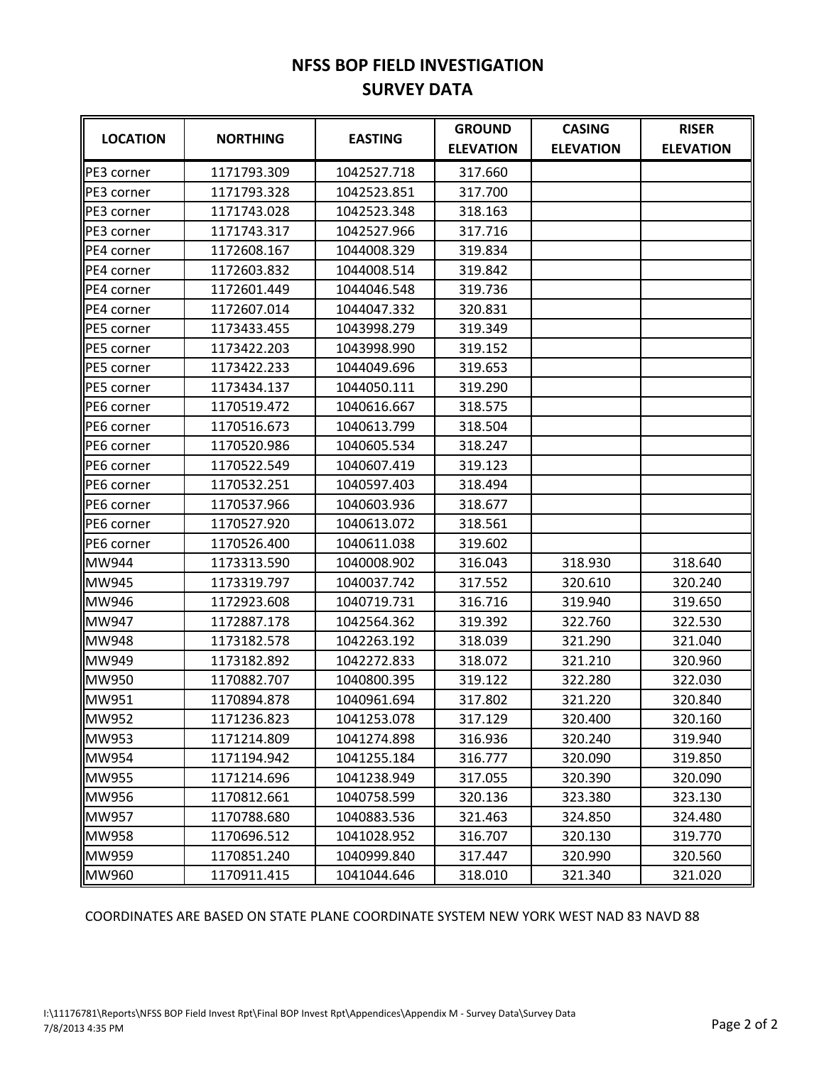# NFSS BOP FIELD INVESTIGATION
## SURVEY DATA

| LOCATION | NORTHING | EASTING | GROUND ELEVATION | CASING ELEVATION | RISER ELEVATION |
|---|---|---|---|---|---|
| PE3 corner | 1171793.309 | 1042527.718 | 317.660 | | |
| PE3 corner | 1171793.328 | 1042523.851 | 317.700 | | |
| PE3 corner | 1171743.028 | 1042523.348 | 318.163 | | |
| PE3 corner | 1171743.317 | 1042527.966 | 317.716 | | |
| PE4 corner | 1172608.167 | 1044008.329 | 319.834 | | |
| PE4 corner | 1172603.832 | 1044008.514 | 319.842 | | |
| PE4 corner | 1172601.449 | 1044046.548 | 319.736 | | |
| PE4 corner | 1172607.014 | 1044047.332 | 320.831 | | |
| PE5 corner | 1173433.455 | 1043998.279 | 319.349 | | |
| PE5 corner | 1173422.203 | 1043998.990 | 319.152 | | |
| PE5 corner | 1173422.233 | 1044049.696 | 319.653 | | |
| PE5 corner | 1173434.137 | 1044050.111 | 319.290 | | |
| PE6 corner | 1170519.472 | 1040616.667 | 318.575 | | |
| PE6 corner | 1170516.673 | 1040613.799 | 318.504 | | |
| PE6 corner | 1170520.986 | 1040605.534 | 318.247 | | |
| PE6 corner | 1170522.549 | 1040607.419 | 319.123 | | |
| PE6 corner | 1170532.251 | 1040597.403 | 318.494 | | |
| PE6 corner | 1170537.966 | 1040603.936 | 318.677 | | |
| PE6 corner | 1170527.920 | 1040613.072 | 318.561 | | |
| PE6 corner | 1170526.400 | 1040611.038 | 319.602 | | |
| MW944 | 1173313.590 | 1040008.902 | 316.043 | 318.930 | 318.640 |
| MW945 | 1173319.797 | 1040037.742 | 317.552 | 320.610 | 320.240 |
| MW946 | 1172923.608 | 1040719.731 | 316.716 | 319.940 | 319.650 |
| MW947 | 1172887.178 | 1042564.362 | 319.392 | 322.760 | 322.530 |
| MW948 | 1173182.578 | 1042263.192 | 318.039 | 321.290 | 321.040 |
| MW949 | 1173182.892 | 1042272.833 | 318.072 | 321.210 | 320.960 |
| MW950 | 1170882.707 | 1040800.395 | 319.122 | 322.280 | 322.030 |
| MW951 | 1170894.878 | 1040961.694 | 317.802 | 321.220 | 320.840 |
| MW952 | 1171236.823 | 1041253.078 | 317.129 | 320.400 | 320.160 |
| MW953 | 1171214.809 | 1041274.898 | 316.936 | 320.240 | 319.940 |
| MW954 | 1171194.942 | 1041255.184 | 316.777 | 320.090 | 319.850 |
| MW955 | 1171214.696 | 1041238.949 | 317.055 | 320.390 | 320.090 |
| MW956 | 1170812.661 | 1040758.599 | 320.136 | 323.380 | 323.130 |
| MW957 | 1170788.680 | 1040883.536 | 321.463 | 324.850 | 324.480 |
| MW958 | 1170696.512 | 1041028.952 | 316.707 | 320.130 | 319.770 |
| MW959 | 1170851.240 | 1040999.840 | 317.447 | 320.990 | 320.560 |
| MW960 | 1170911.415 | 1041044.646 | 318.010 | 321.340 | 321.020 |

COORDINATES ARE BASED ON STATE PLANE COORDINATE SYSTEM NEW YORK WEST NAD 83 NAVD 88

I:\11176781\Reports\NFSS BOP Field Invest Rpt\Final BOP Invest Rpt\Appendices\Appendix M - Survey Data\Survey Data
7/8/2013 4:35 PM